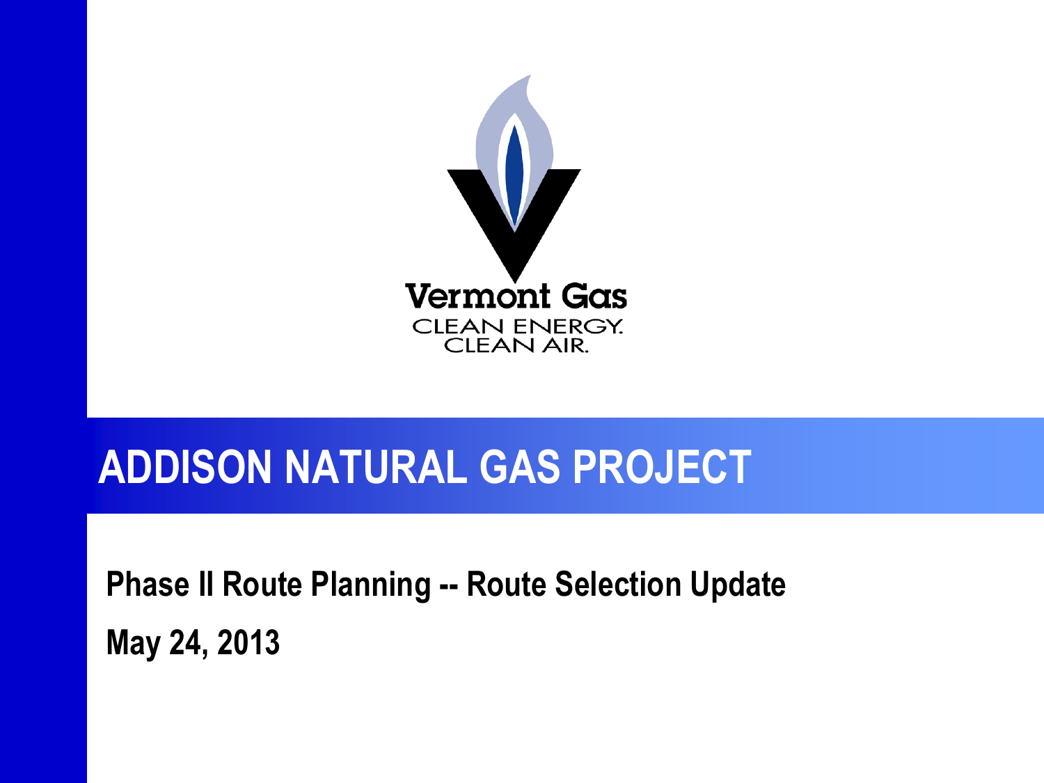Vermont Gas

CLEAN ENERGY. CLEAN AIR.

# ADDISON NATURAL GAS PROJECT

**Phase II Route Planning -- Route Selection Update**

**May 24, 2013**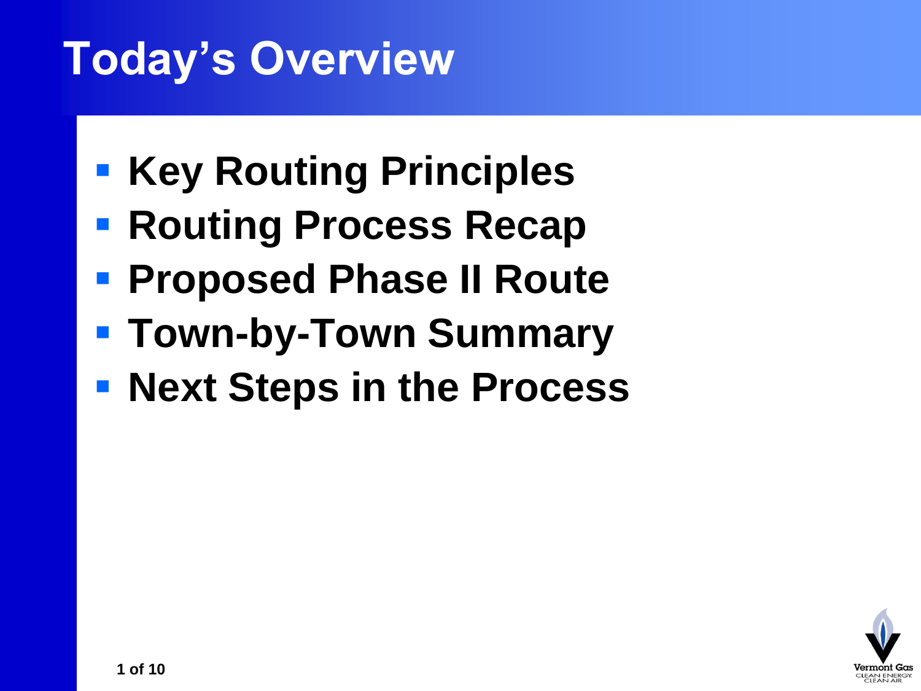# Today's Overview

- Key Routing Principles
- Routing Process Recap
- Proposed Phase II Route
- Town-by-Town Summary
- Next Steps in the Process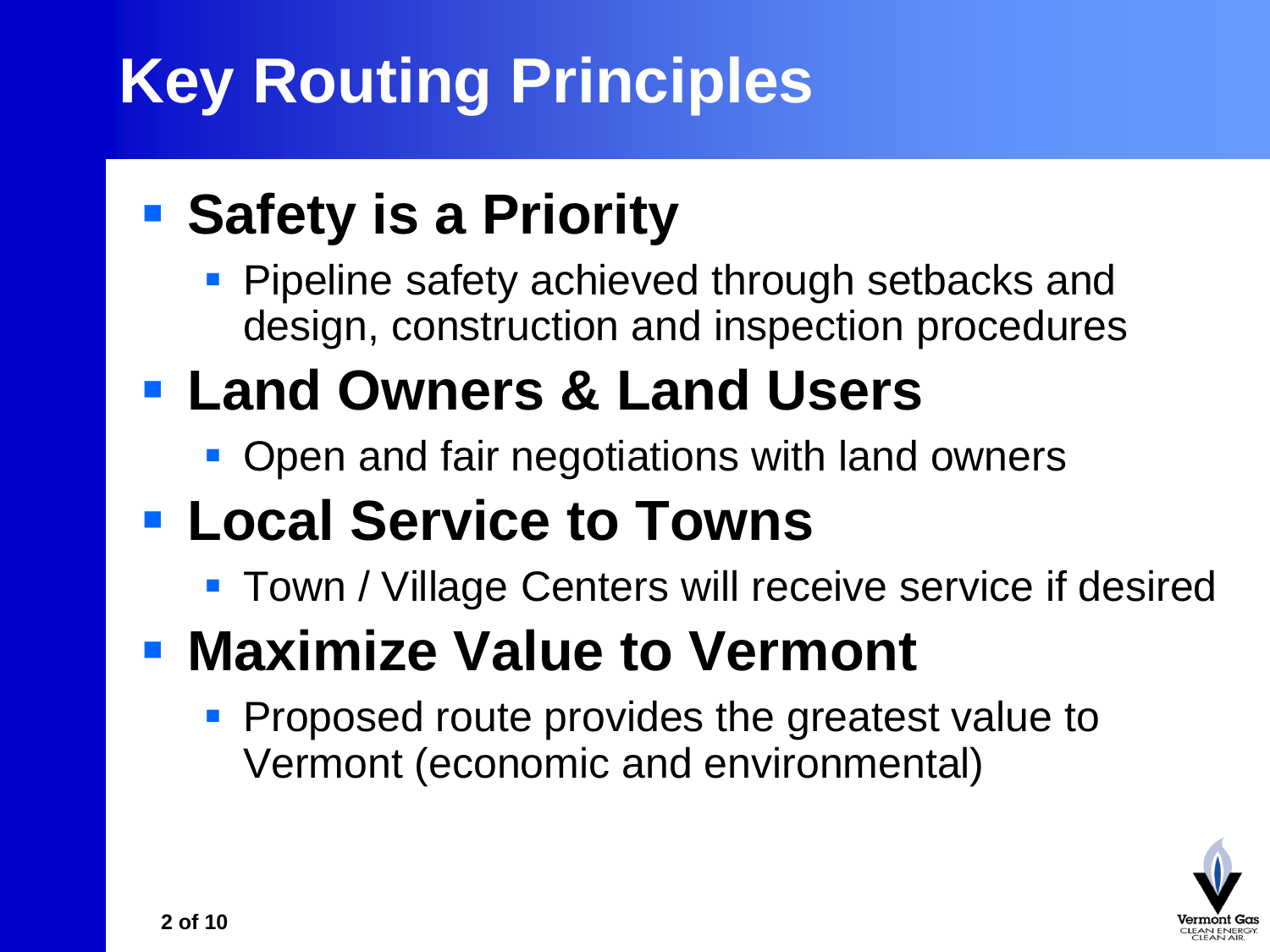# Key Routing Principles

- **Safety is a Priority**
  - Pipeline safety achieved through setbacks and design, construction and inspection procedures
- **Land Owners & Land Users**
  - Open and fair negotiations with land owners
- **Local Service to Towns**
  - Town / Village Centers will receive service if desired
- **Maximize Value to Vermont**
  - Proposed route provides the greatest value to Vermont (economic and environmental)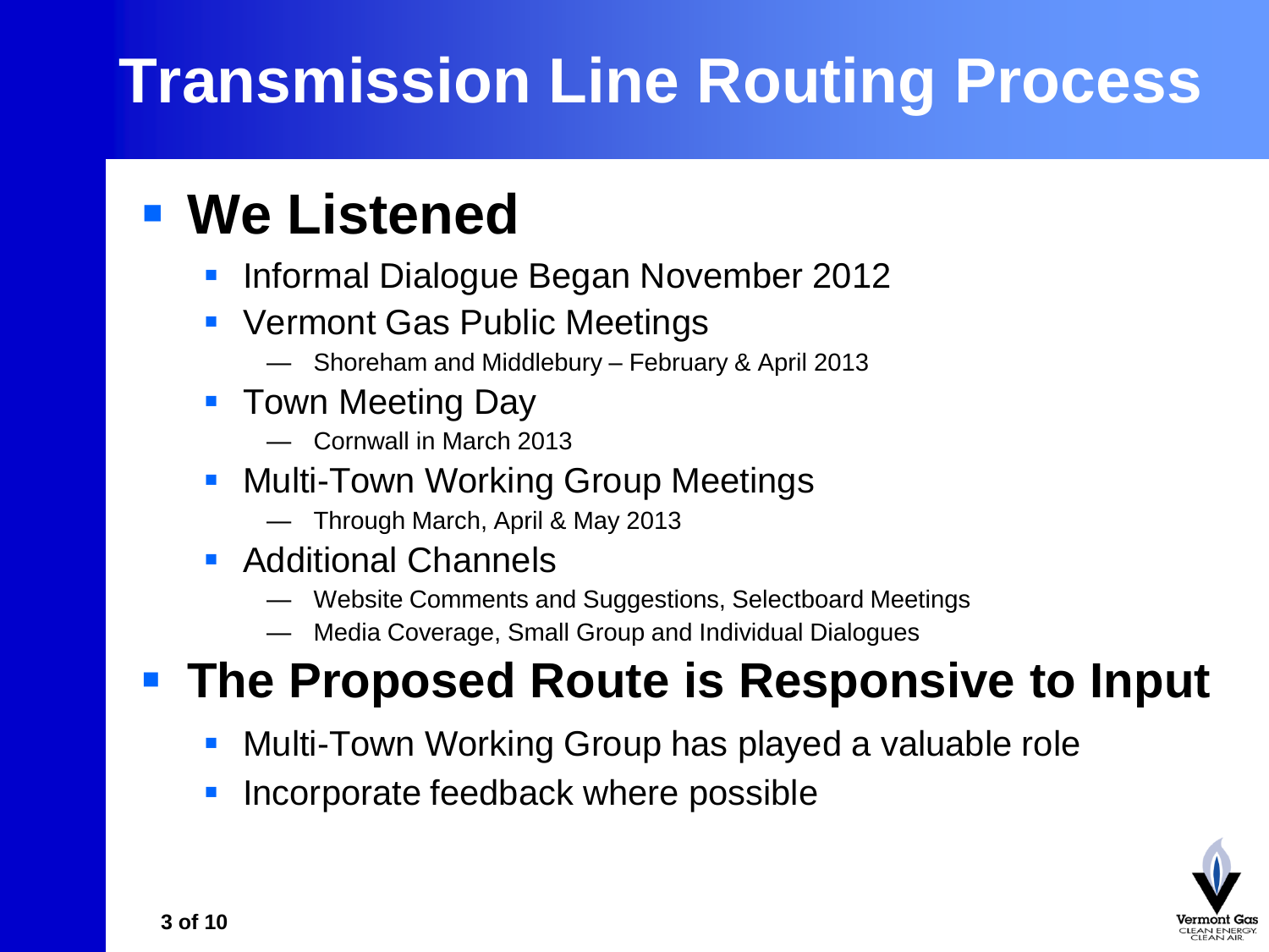# Transmission Line Routing Process

- **We Listened**
  - Informal Dialogue Began November 2012
  - Vermont Gas Public Meetings
    - Shoreham and Middlebury – February & April 2013
  - Town Meeting Day
    - Cornwall in March 2013
  - Multi-Town Working Group Meetings
    - Through March, April & May 2013
  - Additional Channels
    - Website Comments and Suggestions, Selectboard Meetings
    - Media Coverage, Small Group and Individual Dialogues
- **The Proposed Route is Responsive to Input**
  - Multi-Town Working Group has played a valuable role
  - Incorporate feedback where possible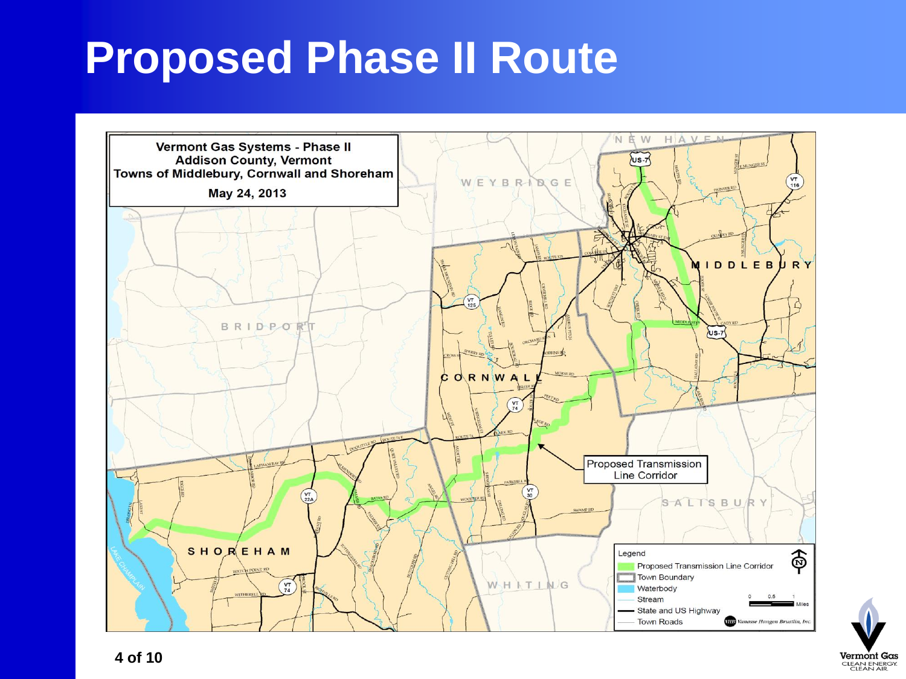# Proposed Phase II Route

**Vermont Gas Systems - Phase II**
**Addison County, Vermont**
**Towns of Middlebury, Cornwall and Shoreham**
**May 24, 2013**

Proposed Transmission Line Corridor

Legend
- Proposed Transmission Line Corridor
- Town Boundary
- Waterbody
- Stream
- State and US Highway
- Town Roads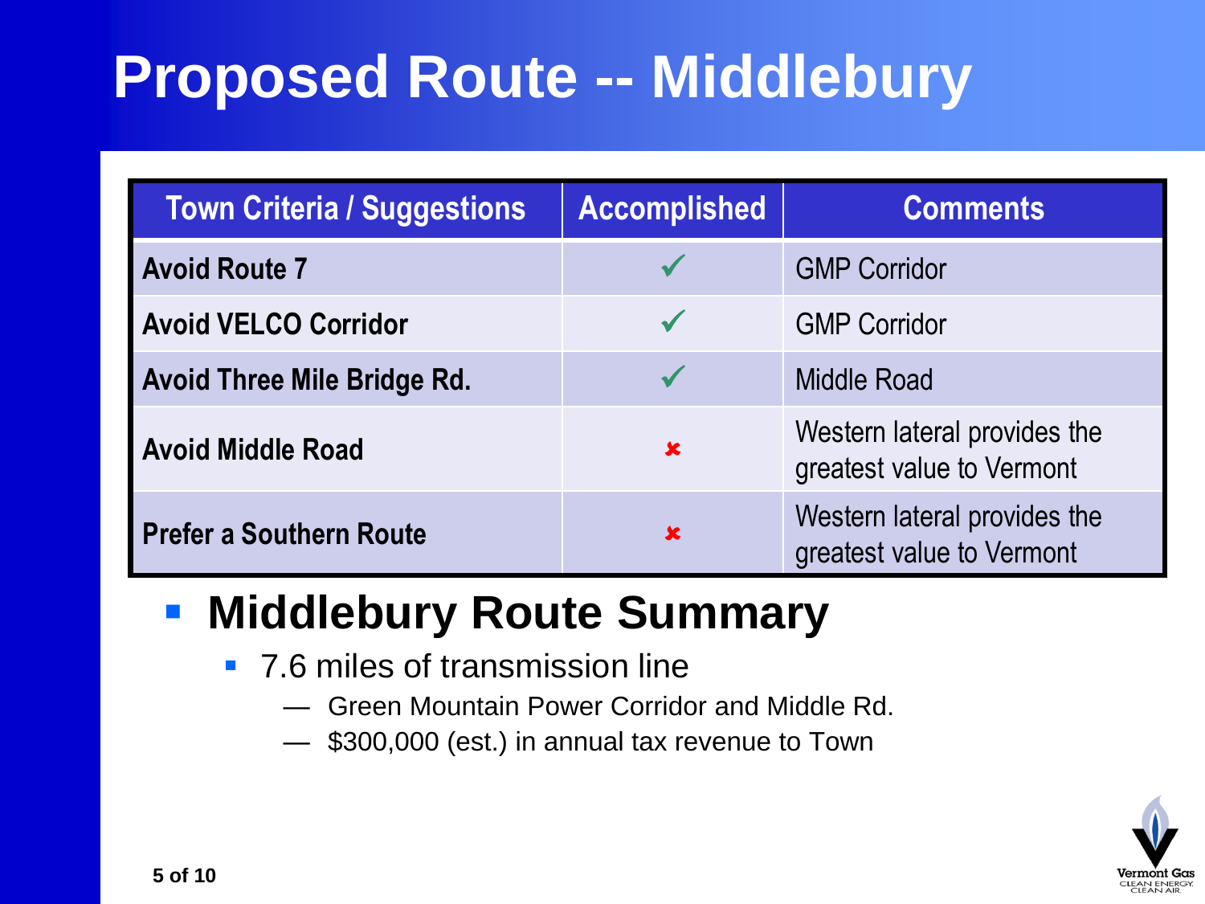# Proposed Route -- Middlebury

| Town Criteria / Suggestions | Accomplished | Comments |
|---|---|---|
| **Avoid Route 7** | ✓ | GMP Corridor |
| **Avoid VELCO Corridor** | ✓ | GMP Corridor |
| **Avoid Three Mile Bridge Rd.** | ✓ | Middle Road |
| **Avoid Middle Road** | ✘ | Western lateral provides the greatest value to Vermont |
| **Prefer a Southern Route** | ✘ | Western lateral provides the greatest value to Vermont |

- **Middlebury Route Summary**
  - 7.6 miles of transmission line
    - Green Mountain Power Corridor and Middle Rd.
    - $300,000 (est.) in annual tax revenue to Town

Vermont Gas
CLEAN ENERGY. CLEAN AIR.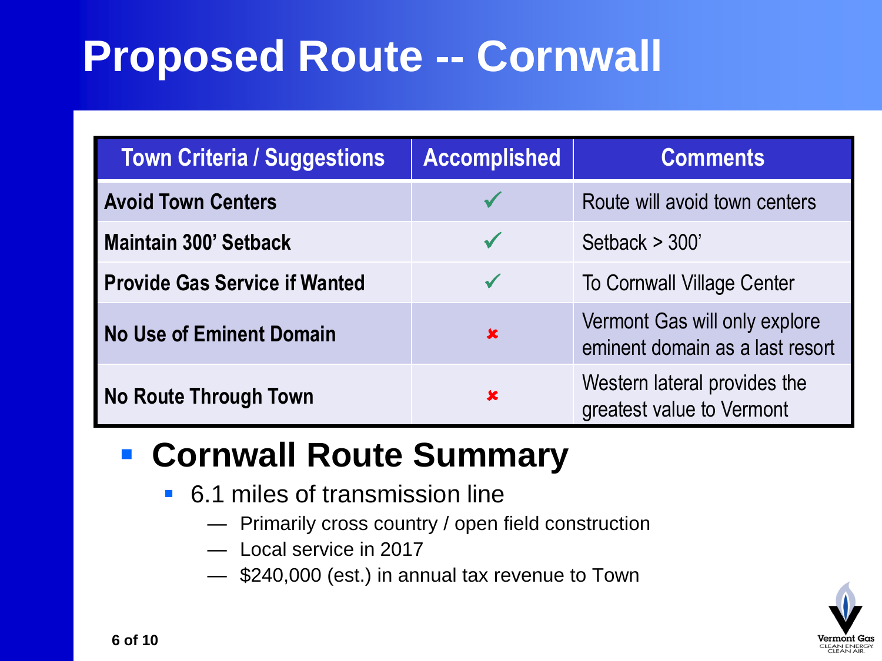# Proposed Route -- Cornwall

| Town Criteria / Suggestions | Accomplished | Comments |
| --- | --- | --- |
| **Avoid Town Centers** | ✓ | Route will avoid town centers |
| **Maintain 300’ Setback** | ✓ | Setback > 300’ |
| **Provide Gas Service if Wanted** | ✓ | To Cornwall Village Center |
| **No Use of Eminent Domain** | ✘ | Vermont Gas will only explore eminent domain as a last resort |
| **No Route Through Town** | ✘ | Western lateral provides the greatest value to Vermont |

- **Cornwall Route Summary**
  - 6.1 miles of transmission line
    - Primarily cross country / open field construction
    - Local service in 2017
    - $240,000 (est.) in annual tax revenue to Town

Vermont Gas
CLEAN ENERGY. CLEAN AIR.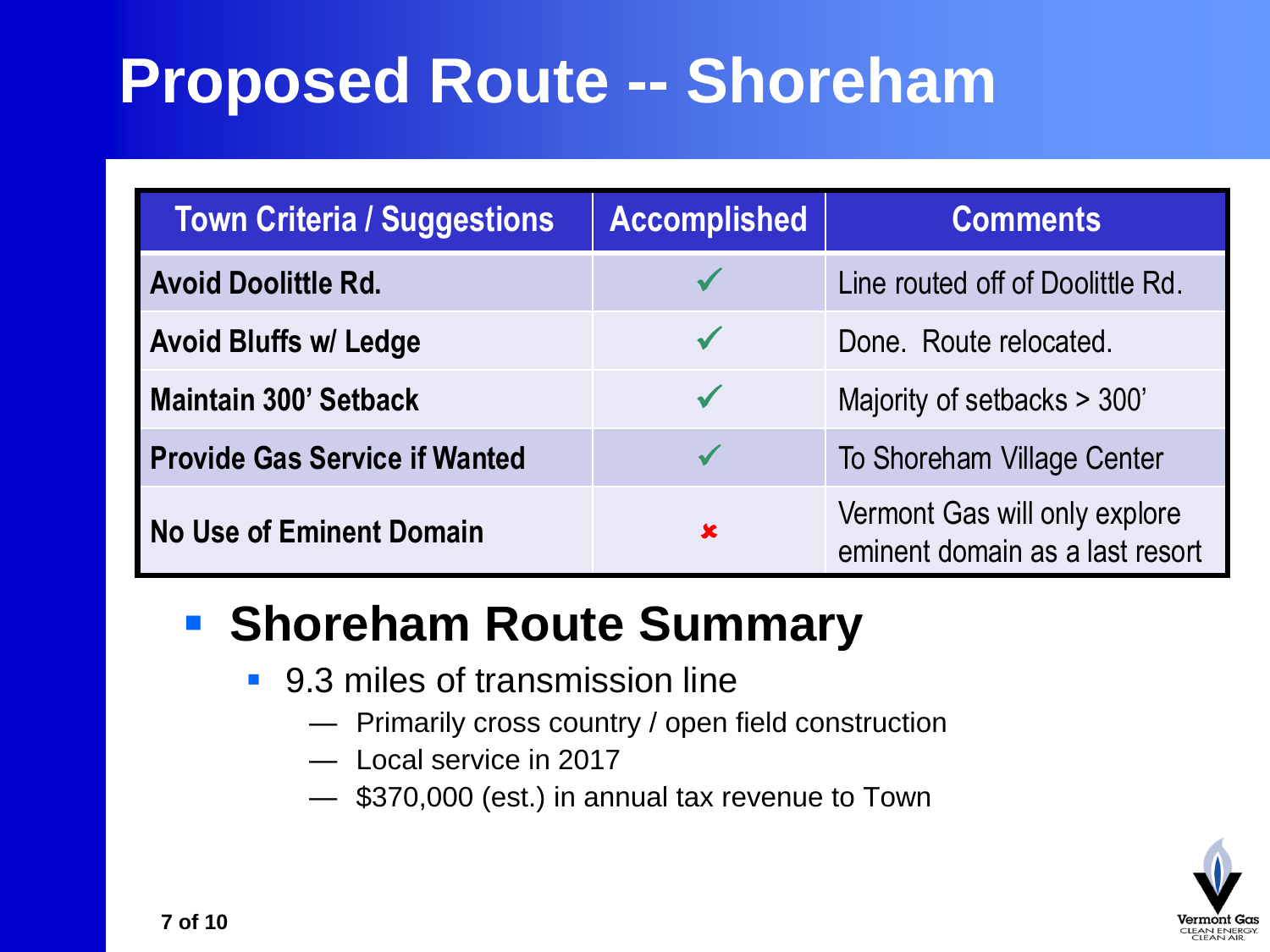# Proposed Route -- Shoreham

| Town Criteria / Suggestions | Accomplished | Comments |
| --- | --- | --- |
| **Avoid Doolittle Rd.** | ✓ | Line routed off of Doolittle Rd. |
| **Avoid Bluffs w/ Ledge** | ✓ | Done. Route relocated. |
| **Maintain 300' Setback** | ✓ | Majority of setbacks > 300' |
| **Provide Gas Service if Wanted** | ✓ | To Shoreham Village Center |
| **No Use of Eminent Domain** | ✘ | Vermont Gas will only explore eminent domain as a last resort |

- **Shoreham Route Summary**
  - 9.3 miles of transmission line
    - Primarily cross country / open field construction
    - Local service in 2017
    - $370,000 (est.) in annual tax revenue to Town

Vermont Gas
CLEAN ENERGY. CLEAN AIR.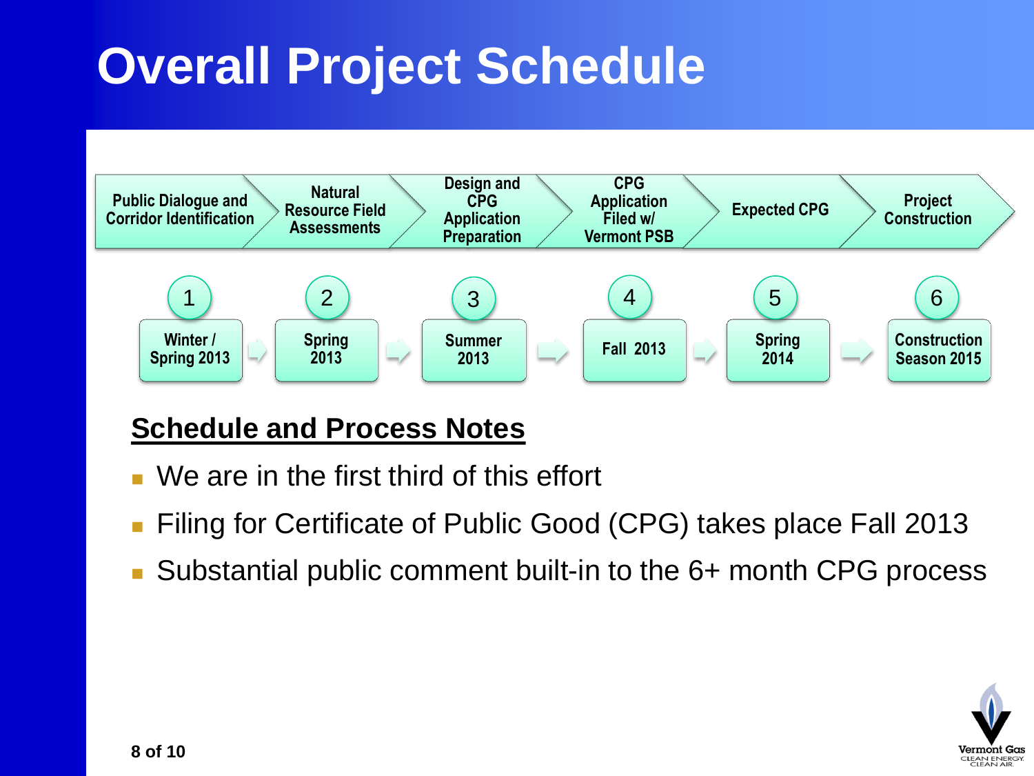# Overall Project Schedule

| Public Dialogue and Corridor Identification | Natural Resource Field Assessments | Design and CPG Application Preparation | CPG Application Filed w/ Vermont PSB | Expected CPG | Project Construction |
|---|---|---|---|---|---|
| 1 | 2 | 3 | 4 | 5 | 6 |
| Winter / Spring 2013 | Spring 2013 | Summer 2013 | Fall 2013 | Spring 2014 | Construction Season 2015 |

## Schedule and Process Notes

- We are in the first third of this effort
- Filing for Certificate of Public Good (CPG) takes place Fall 2013
- Substantial public comment built-in to the 6+ month CPG process

Vermont Gas
CLEAN ENERGY. CLEAN AIR.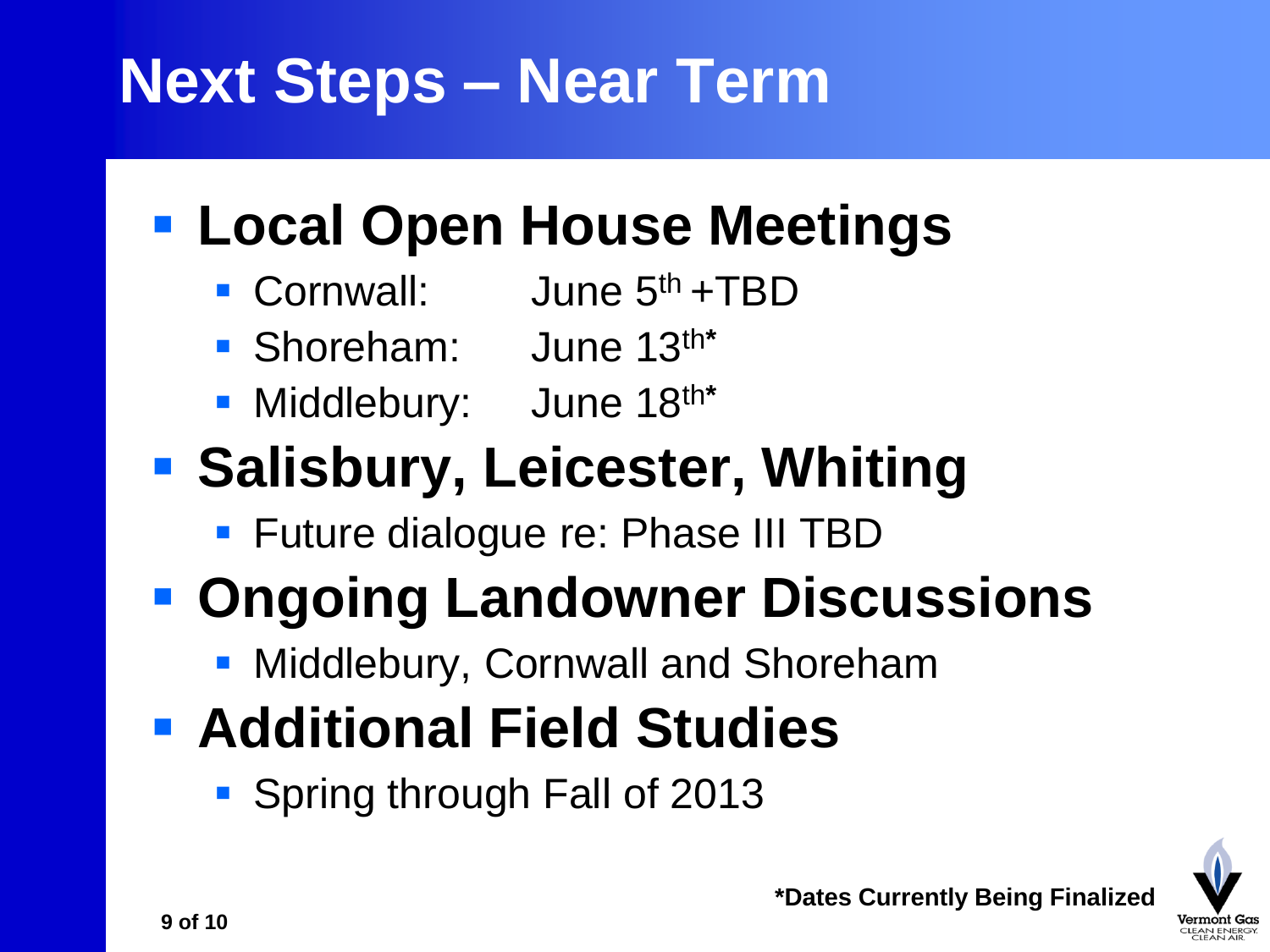# Next Steps – Near Term

- **Local Open House Meetings**
  - Cornwall: June 5th +TBD
  - Shoreham: June 13th*
  - Middlebury: June 18th*
- **Salisbury, Leicester, Whiting**
  - Future dialogue re: Phase III TBD
- **Ongoing Landowner Discussions**
  - Middlebury, Cornwall and Shoreham
- **Additional Field Studies**
  - Spring through Fall of 2013

**\*Dates Currently Being Finalized**

Vermont Gas
CLEAN ENERGY. CLEAN AIR.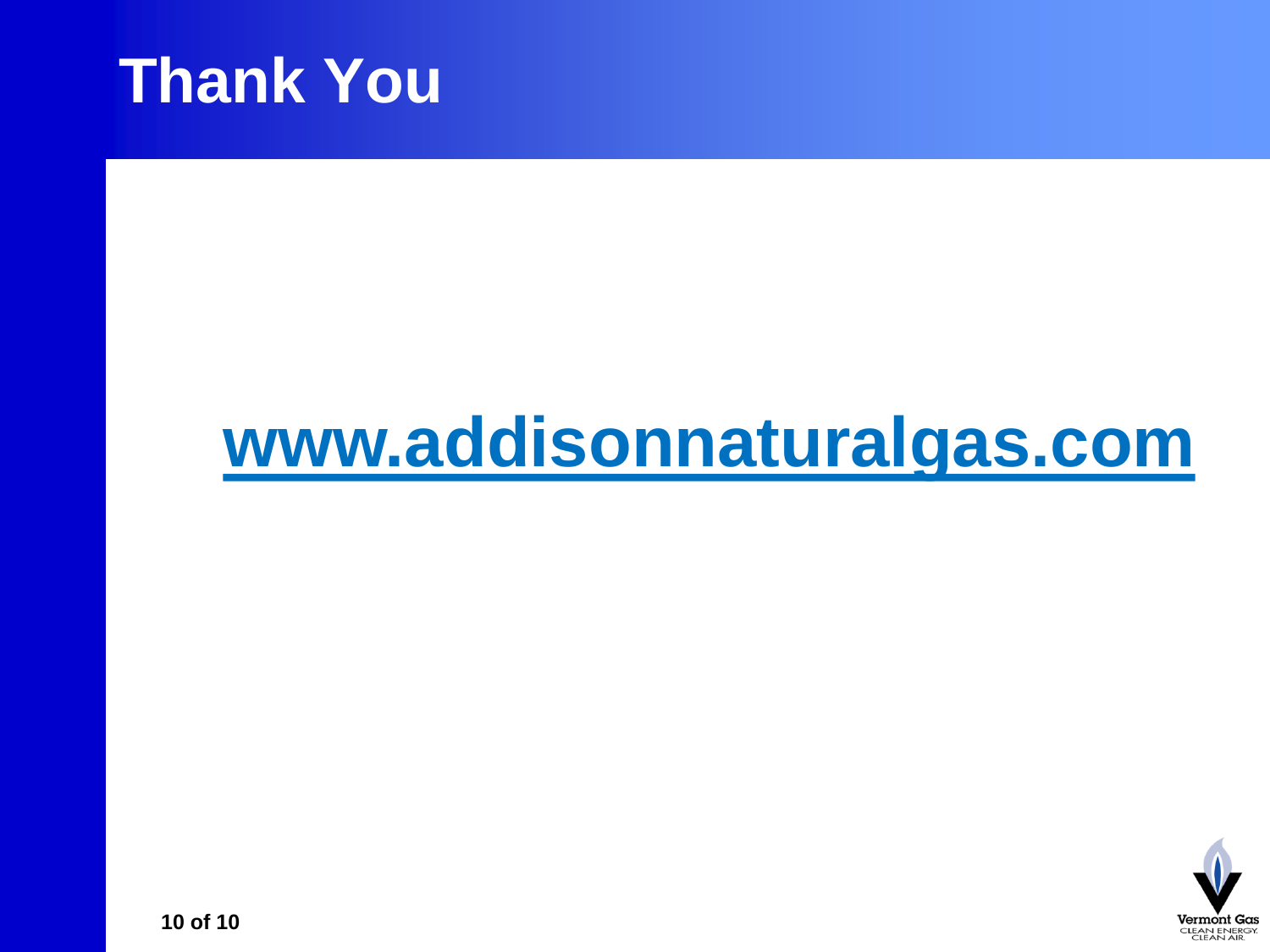# Thank You

**www.addisonnaturalgas.com**

Vermont Gas
CLEAN ENERGY.
CLEAN AIR.